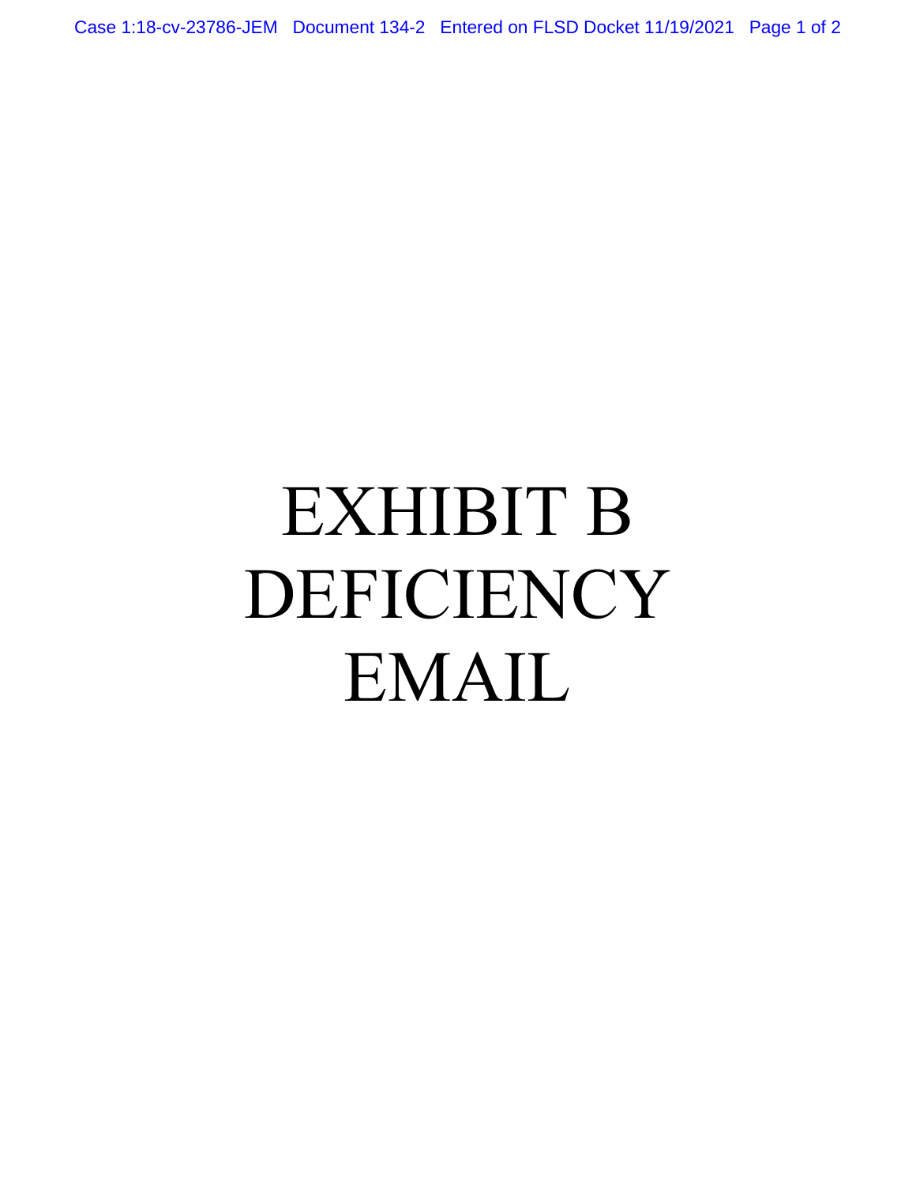# EXHIBIT B
# DEFICIENCY
# EMAIL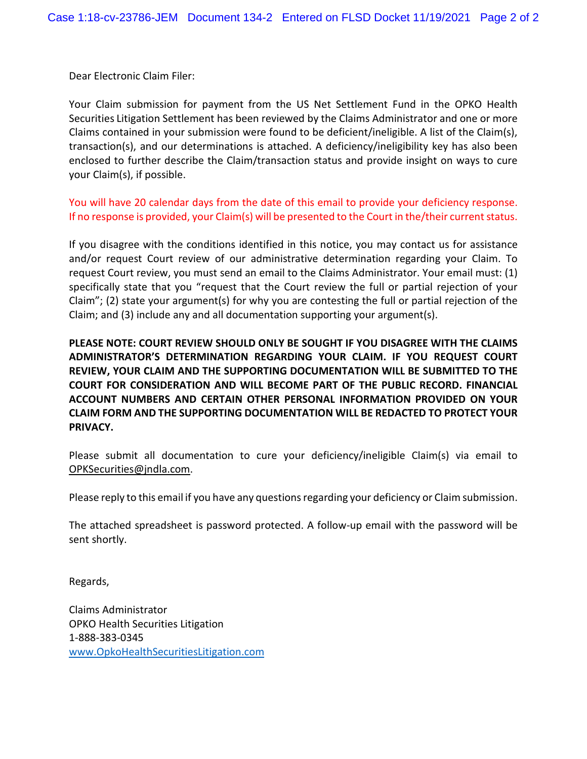Dear Electronic Claim Filer:

Your Claim submission for payment from the US Net Settlement Fund in the OPKO Health Securities Litigation Settlement has been reviewed by the Claims Administrator and one or more Claims contained in your submission were found to be deficient/ineligible. A list of the Claim(s), transaction(s), and our determinations is attached. A deficiency/ineligibility key has also been enclosed to further describe the Claim/transaction status and provide insight on ways to cure your Claim(s), if possible.

You will have 20 calendar days from the date of this email to provide your deficiency response. If no response is provided, your Claim(s) will be presented to the Court in the/their current status.

If you disagree with the conditions identified in this notice, you may contact us for assistance and/or request Court review of our administrative determination regarding your Claim. To request Court review, you must send an email to the Claims Administrator. Your email must: (1) specifically state that you "request that the Court review the full or partial rejection of your Claim"; (2) state your argument(s) for why you are contesting the full or partial rejection of the Claim; and (3) include any and all documentation supporting your argument(s).

**PLEASE NOTE: COURT REVIEW SHOULD ONLY BE SOUGHT IF YOU DISAGREE WITH THE CLAIMS ADMINISTRATOR'S DETERMINATION REGARDING YOUR CLAIM. IF YOU REQUEST COURT REVIEW, YOUR CLAIM AND THE SUPPORTING DOCUMENTATION WILL BE SUBMITTED TO THE COURT FOR CONSIDERATION AND WILL BECOME PART OF THE PUBLIC RECORD. FINANCIAL ACCOUNT NUMBERS AND CERTAIN OTHER PERSONAL INFORMATION PROVIDED ON YOUR CLAIM FORM AND THE SUPPORTING DOCUMENTATION WILL BE REDACTED TO PROTECT YOUR PRIVACY.**

Please submit all documentation to cure your deficiency/ineligible Claim(s) via email to OPKSecurities@jndla.com.

Please reply to this email if you have any questions regarding your deficiency or Claim submission.

The attached spreadsheet is password protected. A follow-up email with the password will be sent shortly.

Regards,

Claims Administrator
OPKO Health Securities Litigation
1-888-383-0345
www.OpkoHealthSecuritiesLitigation.com